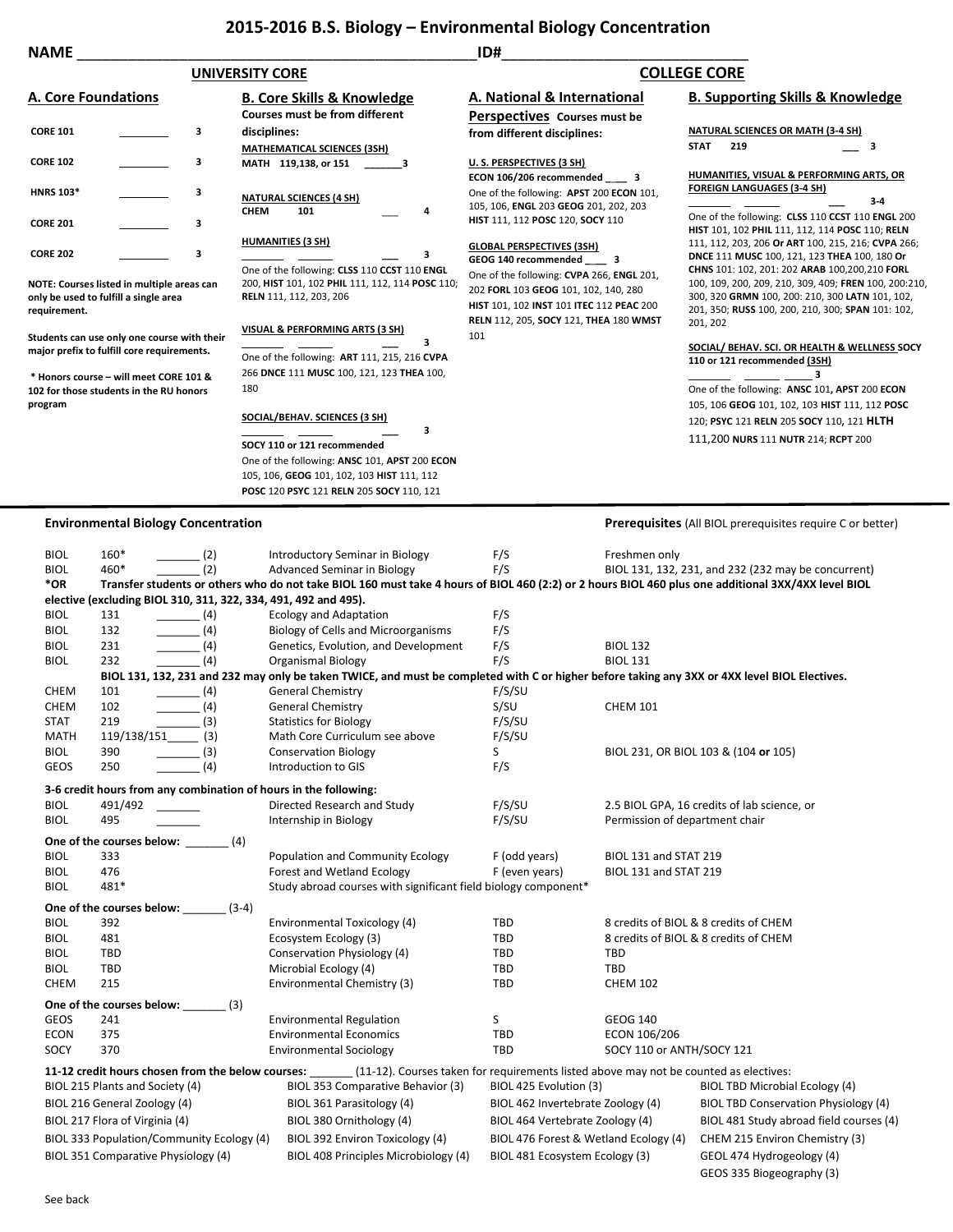# 2015-2016 B.S. Biology – Environmental Biology Concentration

NAME ______________________________ ID# ______________________________

## UNIVERSITY CORE

### A. Core Foundations

| Course | | Credits |
|---|---|---|
| CORE 101 | ________ | 3 |
| CORE 102 | ________ | 3 |
| HNRS 103* | ________ | 3 |
| CORE 201 | ________ | 3 |
| CORE 202 | ________ | 3 |

**NOTE: Courses listed in multiple areas can only be used to fulfill a single area requirement.**

**Students can use only one course with their major prefix to fulfill core requirements.**

**\* Honors course – will meet CORE 101 & 102 for those students in the RU honors program**

### B. Core Skills & Knowledge

**Courses must be from different disciplines:**

**MATHEMATICAL SCIENCES (3SH)**
**MATH 119,138, or 151** _______ **3**

**NATURAL SCIENCES (4 SH)**
**CHEM 101** ___ **4**

**HUMANITIES (3 SH)**
_______ ______ ___ **3**
One of the following: **CLSS** 110 **CCST** 110 **ENGL** 200, **HIST** 101, 102 **PHIL** 111, 112, 114 **POSC** 110; **RELN** 111, 112, 203, 206

**VISUAL & PERFORMING ARTS (3 SH)**
_______ ______ ___ **3**
One of the following: **ART** 111, 215, 216 **CVPA** 266 **DNCE** 111 **MUSC** 100, 121, 123 **THEA** 100, 180

**SOCIAL/BEHAV. SCIENCES (3 SH)**
_______ ______ ___ **3**
**SOCY 110 or 121 recommended**
One of the following: **ANSC** 101, **APST** 200 **ECON** 105, 106, **GEOG** 101, 102, 103 **HIST** 111, 112 **POSC** 120 **PSYC** 121 **RELN** 205 **SOCY** 110, 121

## COLLEGE CORE

### A. National & International Perspectives

**Courses must be from different disciplines:**

**U. S. PERSPECTIVES (3 SH)**
**ECON 106/206 recommended** ___ **3**
One of the following: **APST** 200 **ECON** 101, 105, 106, **ENGL** 203 **GEOG** 201, 202, 203 **HIST** 111, 112 **POSC** 120, **SOCY** 110

**GLOBAL PERSPECTIVES (3SH)**
**GEOG 140 recommended** ___ **3**
One of the following: **CVPA** 266, **ENGL** 201, 202 **FORL** 103 **GEOG** 101, 102, 140, 280 **HIST** 101, 102 **INST** 101 **ITEC** 112 **PEAC** 200 **RELN** 112, 205, **SOCY** 121, **THEA** 180 **WMST** 101

### B. Supporting Skills & Knowledge

**NATURAL SCIENCES OR MATH (3-4 SH)**
**STAT 219** ___ **3**

**HUMANITIES, VISUAL & PERFORMING ARTS, OR FOREIGN LANGUAGES (3-4 SH)**
_______ ______ ___ **3-4**
One of the following: **CLSS** 110 **CCST** 110 **ENGL** 200 **HIST** 101, 102 **PHIL** 111, 112, 114 **POSC** 110; **RELN** 111, 112, 203, 206 **Or ART** 100, 215, 216; **CVPA** 266; **DNCE** 111 **MUSC** 100, 121, 123 **THEA** 100, 180 **Or CHNS** 101: 102, 201: 202 **ARAB** 100,200,210 **FORL** 100, 109, 200, 209, 210, 309, 409; **FREN** 100, 200:210, 300, 320 **GRMN** 100, 200: 210, 300 **LATN** 101, 102, 201, 350; **RUSS** 100, 200, 210, 300; **SPAN** 101: 102, 201, 202

**SOCIAL/ BEHAV. SCI. OR HEALTH & WELLNESS SOCY 110 or 121 recommended (3SH)**
_______ ______ _____ **3**
One of the following: **ANSC** 101**, APST** 200 **ECON** 105, 106 **GEOG** 101, 102, 103 **HIST** 111, 112 **POSC** 120; **PSYC** 121 **RELN** 205 **SOCY** 110**,** 121 **HLTH** 111,200 **NURS** 111 **NUTR** 214; **RCPT** 200

---

## Environmental Biology Concentration

**Prerequisites** (All BIOL prerequisites require C or better)

| Prefix | Number | Credits | Title | Offered | Prerequisites |
|---|---|---|---|---|---|
| BIOL | 160* | _______ (2) | Introductory Seminar in Biology | F/S | Freshmen only |
| BIOL | 460* | _______ (2) | Advanced Seminar in Biology | F/S | BIOL 131, 132, 231, and 232 (232 may be concurrent) |

**\*OR Transfer students or others who do not take BIOL 160 must take 4 hours of BIOL 460 (2:2) or 2 hours BIOL 460 plus one additional 3XX/4XX level BIOL elective (excluding BIOL 310, 311, 322, 334, 491, 492 and 495).**

| Prefix | Number | Credits | Title | Offered | Prerequisites |
|---|---|---|---|---|---|
| BIOL | 131 | _______ (4) | Ecology and Adaptation | F/S | |
| BIOL | 132 | _______ (4) | Biology of Cells and Microorganisms | F/S | |
| BIOL | 231 | _______ (4) | Genetics, Evolution, and Development | F/S | BIOL 132 |
| BIOL | 232 | _______ (4) | Organismal Biology | F/S | BIOL 131 |

**BIOL 131, 132, 231 and 232 may only be taken TWICE, and must be completed with C or higher before taking any 3XX or 4XX level BIOL Electives.**

| Prefix | Number | Credits | Title | Offered | Prerequisites |
|---|---|---|---|---|---|
| CHEM | 101 | _______ (4) | General Chemistry | F/S/SU | |
| CHEM | 102 | _______ (4) | General Chemistry | S/SU | CHEM 101 |
| STAT | 219 | _______ (3) | Statistics for Biology | F/S/SU | |
| MATH | 119/138/151 | _____ (3) | Math Core Curriculum see above | F/S/SU | |
| BIOL | 390 | _______ (3) | Conservation Biology | S | BIOL 231, OR BIOL 103 & (104 **or** 105) |
| GEOS | 250 | _______ (4) | Introduction to GIS | F/S | |

**3-6 credit hours from any combination of hours in the following:**

| Prefix | Number | Credits | Title | Offered | Prerequisites |
|---|---|---|---|---|---|
| BIOL | 491/492 | _______ | Directed Research and Study | F/S/SU | 2.5 BIOL GPA, 16 credits of lab science, or |
| BIOL | 495 | _______ | Internship in Biology | F/S/SU | Permission of department chair |

**One of the courses below:** _______ (4)

| Prefix | Number | Title | Offered | Prerequisites |
|---|---|---|---|---|
| BIOL | 333 | Population and Community Ecology | F (odd years) | BIOL 131 and STAT 219 |
| BIOL | 476 | Forest and Wetland Ecology | F (even years) | BIOL 131 and STAT 219 |
| BIOL | 481* | Study abroad courses with significant field biology component* | | |

**One of the courses below:** _______ (3-4)

| Prefix | Number | Title | Offered | Prerequisites |
|---|---|---|---|---|
| BIOL | 392 | Environmental Toxicology (4) | TBD | 8 credits of BIOL & 8 credits of CHEM |
| BIOL | 481 | Ecosystem Ecology (3) | TBD | 8 credits of BIOL & 8 credits of CHEM |
| BIOL | TBD | Conservation Physiology (4) | TBD | TBD |
| BIOL | TBD | Microbial Ecology (4) | TBD | TBD |
| CHEM | 215 | Environmental Chemistry (3) | TBD | CHEM 102 |

**One of the courses below:** _______ (3)

| Prefix | Number | Title | Offered | Prerequisites |
|---|---|---|---|---|
| GEOS | 241 | Environmental Regulation | S | GEOG 140 |
| ECON | 375 | Environmental Economics | TBD | ECON 106/206 |
| SOCY | 370 | Environmental Sociology | TBD | SOCY 110 or ANTH/SOCY 121 |

**11-12 credit hours chosen from the below courses:** _______ (11-12). Courses taken for requirements listed above may not be counted as electives:

| | | | |
|---|---|---|---|
| BIOL 215 Plants and Society (4) | BIOL 353 Comparative Behavior (3) | BIOL 425 Evolution (3) | BIOL TBD Microbial Ecology (4) |
| BIOL 216 General Zoology (4) | BIOL 361 Parasitology (4) | BIOL 462 Invertebrate Zoology (4) | BIOL TBD Conservation Physiology (4) |
| BIOL 217 Flora of Virginia (4) | BIOL 380 Ornithology (4) | BIOL 464 Vertebrate Zoology (4) | BIOL 481 Study abroad field courses (4) |
| BIOL 333 Population/Community Ecology (4) | BIOL 392 Environ Toxicology (4) | BIOL 476 Forest & Wetland Ecology (4) | CHEM 215 Environ Chemistry (3) |
| BIOL 351 Comparative Physiology (4) | BIOL 408 Principles Microbiology (4) | BIOL 481 Ecosystem Ecology (3) | GEOL 474 Hydrogeology (4) |
| | | | GEOS 335 Biogeography (3) |

See back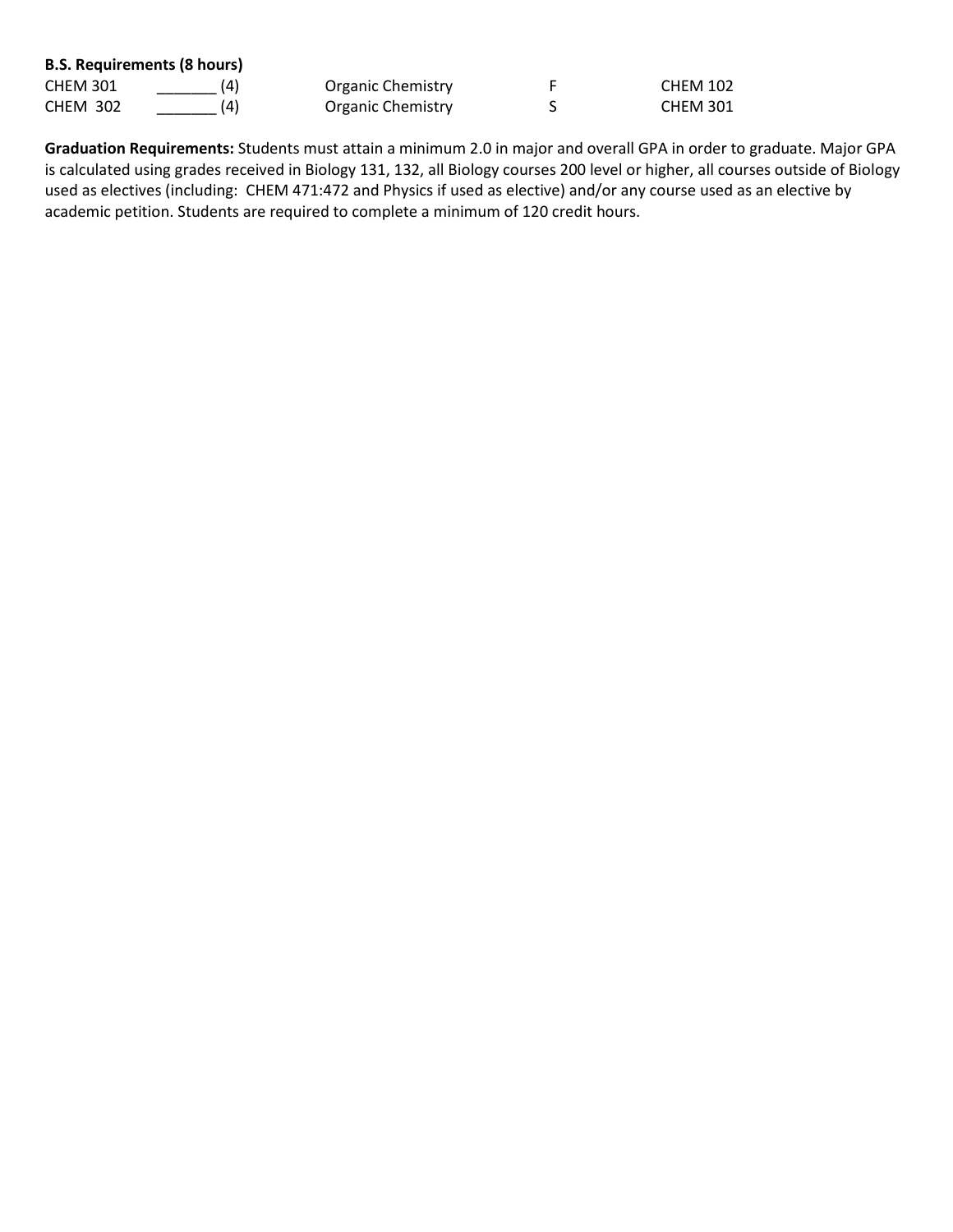**B.S. Requirements (8 hours)**

| | | | | |
|---|---|---|---|---|
| CHEM 301 | _______ (4) | Organic Chemistry | F | CHEM 102 |
| CHEM 302 | _______ (4) | Organic Chemistry | S | CHEM 301 |

**Graduation Requirements:** Students must attain a minimum 2.0 in major and overall GPA in order to graduate. Major GPA is calculated using grades received in Biology 131, 132, all Biology courses 200 level or higher, all courses outside of Biology used as electives (including: CHEM 471:472 and Physics if used as elective) and/or any course used as an elective by academic petition. Students are required to complete a minimum of 120 credit hours.